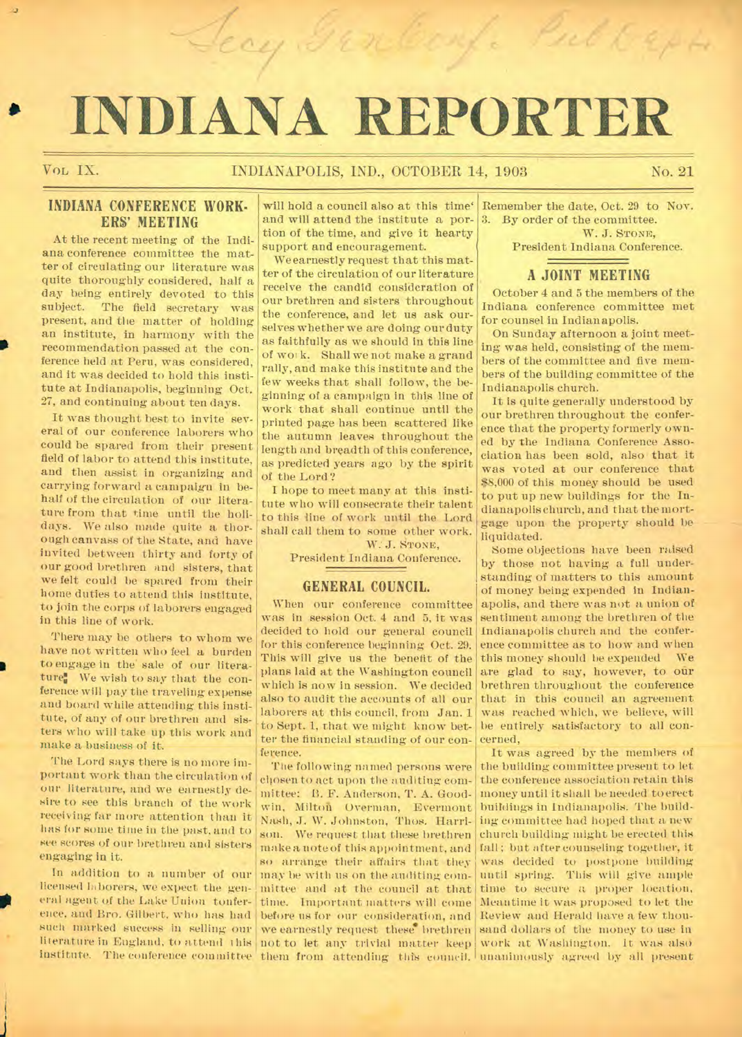# INDIANA REPORTER

VOL IX. INDIANAPOLIS, IND., OCTOBER 14, 1903 No. 21

## INDIANA CONFERENCE WORKERS' MEETING

At the recent meeting of the Indiana conference committee the matter of circulating our literature was quite thoroughly considered, half a day being entirely devoted to this subject. The field secretary was present, and the matter of holding an institute, in harmony with the recommendation passed at the conference held at Peru, was considered, and it was decided to hold this institute at Indianapolis, beginning Oct. 27, and continuing about ten days.

It was thought best to invite several of our conference laborers who could be spared from their present field of labor to attend this institute, and then assist in organizing and carrying forward a campaign in behalf of the circulation of our literature from that time until the holidays. We also made quite a thorough canvass of the State, and have invited between thirty and forty of our good brethren and sisters, that we felt could be spared from their home duties to attend this institute, to join the corps of laborers engaged in this line of work.

There may be others to whom we have not written who feel a burden to engage in the sale of our literature. We wish to say that the conference will pay the traveling expense and board while attending this institute, of any of our brethren and sisters who will take up this work and make a business of it.

The Lord says there is no more important work than the circulation of our literature, and we earnestly desire to see this branch of the work receiving far more attention than it has for some time in the past, and to see scores of our brethren and sisters engaging in it.

In addition to a number of our licensed laborers, we expect the general agent of the Lake Union conference, and Bro. Gilbert, who has had such marked success in selling our literature in England, to attend this institute. The conference committee will hold a council also at this time and will attend the institute a portion of the time, and give it hearty support and encouragement.

We earnestly request that this matter of the circulation of our literature receive the candid consideration of our brethren and sisters throughout the conference, and let us ask ourselves whether we are doing our duty as faithfully as we should in this line of work. Shall we not make a grand rally, and make this institute and the few weeks that shall follow, the beginning of a campaign in this line of work that shall continue until the printed page has been scattered like the autumn leaves throughout the length and breadth of this conference, as predicted years ago by the spirit of the Lord?

I hope to meet many at this institute who will consecrate their talent to this line of work until the Lord shall call them to some other work.

W. J. STONE,
President Indiana Conference.

## GENERAL COUNCIL.

When our conference committee was in session Oct. 4 and 5, it was decided to hold our general council for this conference beginning Oct. 29. This will give us the benefit of the plans laid at the Washington council which is now in session. We decided also to audit the accounts of all our laborers at this council, from Jan. 1 to Sept. 1, that we might know better the financial standing of our conference.

The following named persons were chosen to act upon the auditing committee: B. F. Anderson, T. A. Goodwin, Milton Overman, Evermont Nash, J. W. Johnston, Thos. Harrison. We request that these brethren make a note of this appointment, and so arrange their affairs that they may be with us on the auditing committee and at the council at that time. Important matters will come before us for our consideration, and we earnestly request these brethren not to let any trivial matter keep them from attending this council. Remember the date, Oct. 29 to Nov. 3. By order of the committee.

W. J. STONE,
President Indiana Conference.

## A JOINT MEETING

October 4 and 5 the members of the Indiana conference committee met for counsel in Indianapolis.

On Sunday afternoon a joint meeting was held, consisting of the members of the committee and five members of the building committee of the Indianapolis church.

It is quite generally understood by our brethren throughout the conference that the property formerly owned by the Indiana Conference Association has been sold, also that it was voted at our conference that $8,000 of this money should be used to put up new buildings for the Indianapolis church, and that the mortgage upon the property should be liquidated.

Some objections have been raised by those not having a full understanding of matters to this amount of money being expended in Indianapolis, and there was not a union of sentiment among the brethren of the Indianapolis church and the conference committee as to how and when this money should be expended. We are glad to say, however, to our brethren throughout the conference that in this council an agreement was reached which, we believe, will be entirely satisfactory to all concerned.

It was agreed by the members of the building committee present to let the conference association retain this money until it shall be needed to erect buildings in Indianapolis. The building committee had hoped that a new church building might be erected this fall; but after counseling together, it was decided to postpone building until spring. This will give ample time to secure a proper location. Meantime it was proposed to let the Review and Herald have a few thousand dollars of the money to use in work at Washington. It was also unanimously agreed by all present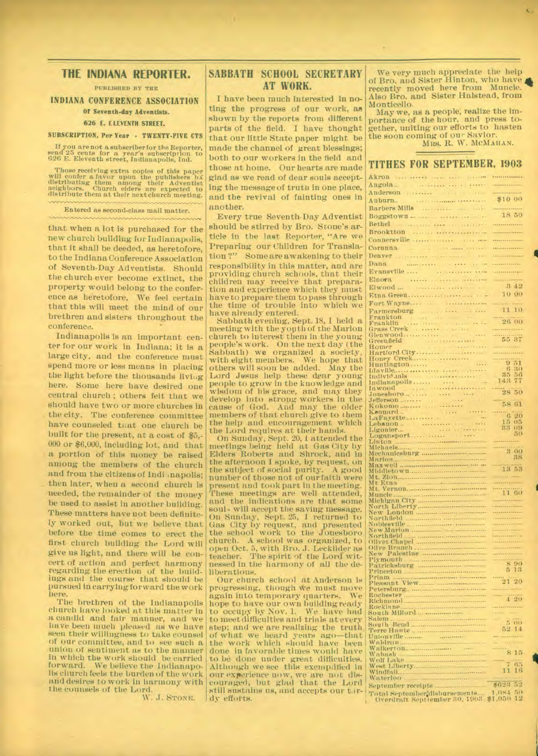## THE INDIANA REPORTER.

PUBLISHED BY THE

### INDIANA CONFERENCE ASSOCIATION

**Of Seventh-day Adventists.**

**626 E. ELEVENTH STREET.**

**SUBSCRIPTION, Per Year - TWENTY-FIVE CTS**

If you are not a subscriber for the Reporter, send 25 cents for a year's subscription to 626 E. Eleventh street, Indianapolis, Ind.

Those receiving extra copies of this paper will confer a favor upon the publishers by distributing them among their Adventist neighbors. Church elders are expected to distribute them at their next church meeting.

Entered as second-class mail matter.

that when a lot is purchased for the new church building for Indianapolis, that it shall be deeded, as heretofore, to the Indiana Conference Association of Seventh-Day Adventists. Should the church ever become extinct, the property would belong to the conference as heretofore. We feel certain that this will meet the mind of our brethren and sisters throughout the conference.

Indianapolis is an important center for our work in Indiana; it is a large city, and the conference must spend more or less means in placing the light before the thousands living here. Some here have desired one central church; others felt that we should have two or more churches in the city. The conference committee have counseled that one church be built for the present, at a cost of $5,000 or $6,000, including lot, and that a portion of this money be raised among the members of the church and from the citizens of Indianapolis; then later, when a second church is needed, the remainder of the money be used to assist in another building. These matters have not been definitely worked out, but we believe that before the time comes to erect the first church building the Lord will give us light, and there will be concert of action and perfect harmony regarding the erection of the buildings and the course that should be pursued in carrying forward the work here.

The brethren of the Indianapolis church have looked at this matter in a candid and fair manner, and we have been much pleased as we have seen their willingness to take counsel of our committee, and to see such a union of sentiment as to the manner in which the work should be carried forward. We believe the Indianapolis church feels the burden of the work and desires to work in harmony with the counsels of the Lord.

W. J. STONE.

## SABBATH SCHOOL SECRETARY AT WORK.

I have been much interested in noting the progress of our work, as shown by the reports from different parts of the field. I have thought that our little State paper might be made the channel of great blessings; both to our workers in the field and those at home. Our hearts are made glad as we read of dear souls accepting the message of truth in one place, and the revival of fainting ones in another.

Every true Seventh-Day Adventist should be stirred by Bro. Stone's article in the last Reporter, "Are we Preparing our Children for Translation?" Some are awakening to their responsibility in this matter, and are providing church schools, that their children may receive that preparation and experience which they must have to prepare them to pass through the time of trouble into which we have already entered.

Sabbath evening, Sept. 18, I held a meeting with the youth of the Marion church to interest them in the young people's work. On the next day (the Sabbath) we organized a society, with eight members. We hope that others will soon be added. May the Lord Jesus help these dear young people to grow in the knowledge and wisdom of his grace, and may they develop into strong workers in the cause of God. And may the older members of that church give to them the help and encouragement which the Lord requires at their hands.

On Sunday, Sept. 20, I attended the meetings being held at Gas City by Elders Roberts and Shrock, and in the afternoon I spoke, by request, on the subject of social purity. A good number of those not of our faith were present and took part in the meeting. These meetings are well attended, and the indications are that some souls will accept the saving message. On Sunday, Sept. 25, I returned to Gas City by request, and presented the school work to the Jonesboro church. A school was organized, to open Oct. 5, with Bro. J. Lecklider as teacher. The spirit of the Lord witnessed in the harmony of all the deliberations.

Our church school at Anderson is progressing, though we must move again into temporary quarters. We hope to have our own building ready to occupy by Nov. 1. We have had to meet difficulties and trials at every step; and we are realizing the truth of what we heard years ago—that the work which should have been done in favorable times would have to be done under great difficulties. Although we see this exemplified in our experience now, we are not discouraged, but glad that the Lord still sustains us, and accepts our tardy efforts.

We very much appreciate the help of Bro. and Sister Hinton, who have recently moved here from Muncie. Also Bro. and Sister Halstead, from Monticello.

May we, as a people, realize the importance of the hour, and press together, uniting our efforts to hasten the soon coming of our Savior.

MRS. R. W. MCMAHAN.

## TITHES FOR SEPTEMBER, 1903

| Church | Amount |
|---|---|
| Akron | |
| Angola | |
| Anderson | |
| Auburn | $10 00 |
| Barbers Mills | |
| Boggstown | 18 50 |
| Bethel | |
| Brookston | |
| Connersville | |
| Corunna | |
| Denver | |
| Dana | |
| Evansville | |
| Elnora | |
| Elwood | 3 42 |
| Etna Green | 10 00 |
| Fort Wayne | |
| Farmersburg | 11 10 |
| Frankton | |
| Franklin | 26 00 |
| Grass Creek | |
| Glenwood | |
| Greenfield | 55 37 |
| Homer | |
| Hartford City | |
| Honey Creek | |
| Huntington | 9 51 |
| Idaville | 6 30 |
| Individuals | 35 56 |
| Indianapolis | 143 77 |
| Inwood | |
| Jonesboro | 28 50 |
| Jefferson | |
| Kokomo | 58 61 |
| Kennard | |
| LaFayette | 6 20 |
| Lebanon | 15 05 |
| Ligonier | 33 09 |
| Logansport | 50 |
| Linton | |
| Michaels | |
| Mechanicsburg | 3 00 |
| Marion | 38 |
| Maxwell | |
| Middletown | 13 53 |
| Mt. Zion | |
| Mt Etna | |
| Mt. Vernon | |
| Muncie | 11 60 |
| Michigan City | |
| North Liberty | |
| New London | |
| Northfield | |
| Noblesville | |
| New Marion | |
| Northfield | |
| Olivet Chapel | |
| Olive Branch | |
| New Palestine | |
| Plymouth | |
| Patricksburg | 8 90 |
| Princeton | 5 13 |
| Priam | |
| Pleasant View | 21 20 |
| Petersburg | |
| Rochester | |
| Richmond | 4 20 |
| Rocklane | |
| South Milford | |
| Salem | |
| South Bend | 5 00 |
| Terre Haute | 52 14 |
| Unionville | |
| Waldron | |
| Walkerton | |
| Wabash | 8 15 |
| Wolf Lake | |
| West Liberty | 7 65 |
| Windfall | 11 16 |
| Waterloo | |
| September receipts | $623 52 |
| Total September disbursements | 1,084 50 |
| Overdraft September 30, 1903 | $1,050 12 |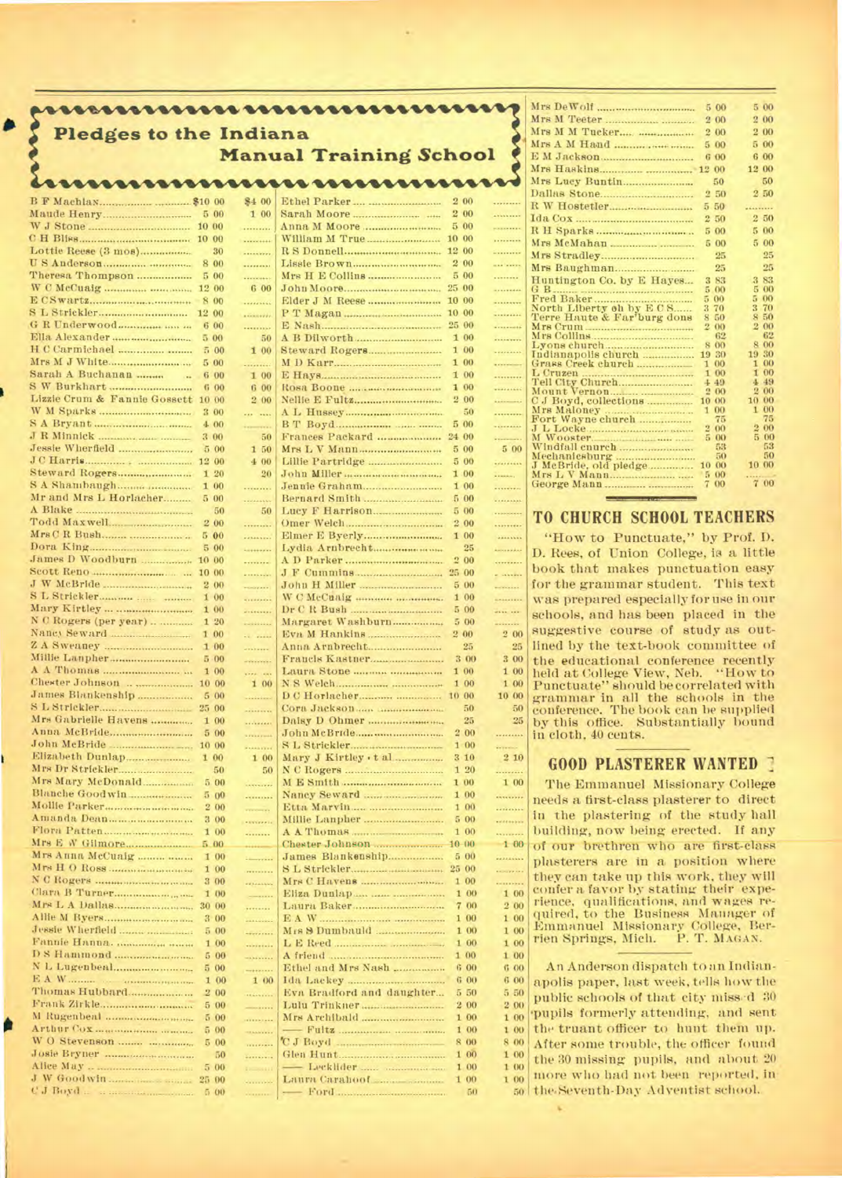## Pledges to the Indiana Manual Training School

| Name | Pledged | Paid |
|---|---|---|
| B F Machlan | $10 00 | $4 00 |
| Maude Henry | 5 00 | 1 00 |
| W J Stone | 10 00 | |
| C H Bliss | 10 00 | |
| Lottie Reese (3 mos) | 30 | |
| U S Anderson | 8 00 | |
| Theresa Thompson | 5 00 | |
| W C McCuaig | 12 00 | 6 00 |
| E C Swartz | 8 00 | |
| S L Strickler | 12 00 | |
| G R Underwood | 6 00 | |
| Ella Alexander | 5 00 | 50 |
| H C Carmichael | 5 00 | 1 00 |
| Mrs M J White | 5 00 | |
| Sarah A Buchanan | 6 00 | 1 00 |
| S W Burkhart | 6 00 | 6 00 |
| Lizzie Crum & Fannie Gossett | 10 00 | 2 00 |
| W M Sparks | 3 00 | |
| S A Bryant | 4 00 | |
| J R Minnick | 3 00 | 50 |
| Jessie Wherfield | 5 00 | 1 50 |
| J C Harris | 12 00 | 4 00 |
| Steward Rogers | 1 20 | 20 |
| S A Shambaugh | 1 00 | |
| Mr and Mrs L Horlacher | 5 00 | |
| A Blake | 50 | 50 |
| Todd Maxwell | 2 00 | |
| Mrs C R Bush | 5 00 | |
| Dora King | 5 00 | |
| James D Woodburn | 10 00 | |
| Scott Reno | 10 00 | |
| J W McBride | 2 00 | |
| S L Strickler | 1 00 | |
| Mary Kirtley | 1 00 | |
| N C Rogers (per year) | 1 20 | |
| Nancy Seward | 1 00 | |
| Z A Sweaney | 1 00 | |
| Millie Lanpher | 5 00 | |
| A A Thomas | 1 00 | |
| Chester Johnson | 10 00 | 1 00 |
| James Blankenship | 5 00 | |
| S L Strickler | 25 00 | |
| Mrs Gabrielle Havens | 1 00 | |
| Anna McBride | 5 00 | |
| John McBride | 10 00 | |
| Elizabeth Dunlap | 1 00 | 1 00 |
| Mrs Dr Strickler | 50 | 50 |
| Mrs Mary McDonald | 5 00 | |
| Blanche Goodwin | 5 00 | |
| Mollie Parker | 2 00 | |
| Amanda Dean | 3 00 | |
| Flora Patten | 1 00 | |
| Mrs E W Gilmore | 5 00 | |
| Mrs Anna McCuaig | 1 00 | |
| Mrs H O Ross | 1 00 | |
| N C Rogers | 3 00 | |
| Clara B Turner | 1 00 | |
| Mrs L A Dallas | 30 00 | |
| Allie M Byers | 3 00 | |
| Jessie Wherfield | 5 00 | |
| Fannie Hanna | 1 00 | |
| D S Hammond | 5 00 | |
| N L Lugenbeal | 5 00 | |
| E A W | 1 00 | 1 00 |
| Thomas Hubbard | 2 00 | |
| Frank Zirkle | 5 00 | |
| M Rugenbeal | 5 00 | |
| Arthur Cox | 5 00 | |
| W O Stevenson | 5 00 | |
| Josie Bryner | 50 | |
| Alice May | 5 00 | |
| J W Goodwin | 25 00 | |
| C J Boyd | 5 00 | |
| Ethel Parker | 2 00 | |
| Sarah Moore | 2 00 | |
| Anna M Moore | 5 00 | |
| William M True | 10 00 | |
| R S Donnell | 12 00 | |
| Lissie Brown | 2 00 | |
| Mrs H E Collins | 5 00 | |
| John Moore | 25 00 | |
| Elder J M Reese | 10 00 | |
| P T Magan | 10 00 | |
| E Nash | 25 00 | |
| A B Dilworth | 1 00 | |
| Steward Rogers | 1 00 | |
| M D Karr | 1 00 | |
| E Hays | 1 00 | |
| Rosa Boone | 1 00 | |
| Nellie E Fultz | 2 00 | |
| A L Hussey | 50 | |
| B T Boyd | 5 00 | |
| Frances Packard | 24 00 | |
| Mrs L V Mann | 5 00 | 5 00 |
| Lillie Partridge | 5 00 | |
| John Miller | 1 00 | |
| Jennie Graham | 1 00 | |
| Bernard Smith | 5 00 | |
| Lucy F Harrison | 5 00 | |
| Omer Welch | 2 00 | |
| Elmer E Byerly | 1 00 | |
| Lydia Arnbrecht | 25 | |
| A D Parker | 2 00 | |
| J F Cummins | 25 00 | |
| John H Miller | 5 00 | |
| W C McCuaig | 1 00 | |
| Dr C R Bush | 5 00 | |
| Margaret Washburn | 5 00 | |
| Eva M Hankins | 2 00 | 2 00 |
| Anna Arnbrecht | 25 | 25 |
| Francis Kastner | 3 00 | 3 00 |
| Laura Stone | 1 00 | 1 00 |
| N S Welch | 1 00 | 1 00 |
| D C Horlacher | 10 00 | 10 00 |
| Cora Jackson | 50 | 50 |
| Daisy D Ohmer | 25 | 25 |
| John McBride | 2 00 | |
| S L Strickler | 1 00 | |
| Mary J Kirtley et al | 3 10 | 2 10 |
| N C Rogers | 1 20 | |
| M E Smith | 1 00 | 1 00 |
| Nancy Seward | 1 00 | |
| Etta Marvin | 1 00 | |
| Millie Lanpher | 5 00 | |
| A A Thomas | 1 00 | |
| Chester Johnson | 10 00 | 1 00 |
| James Blankenship | 5 00 | |
| S L Strickler | 25 00 | |
| Mrs C Havens | 1 00 | |
| Eliza Dunlap | 1 00 | 1 00 |
| Laura Baker | 7 00 | 2 00 |
| E A W | 1 00 | 1 00 |
| Mrs S Dumbauld | 1 00 | 1 00 |
| L E Reed | 1 00 | 1 00 |
| A friend | 1 00 | 1 00 |
| Ethel and Mrs Nash | 6 00 | 6 00 |
| Ida Lackey | 6 00 | 6 00 |
| Eva Bradford and daughter | 5 50 | 5 50 |
| Lulu Trinkner | 2 00 | 2 00 |
| Mrs Archibald | 1 00 | 1 00 |
| —— Fultz | 1 00 | 1 00 |
| C J Boyd | 8 00 | 8 00 |
| Glen Hunt | 1 00 | 1 00 |
| —— Lecklider | 1 00 | 1 00 |
| Laura Carahoof | 1 00 | 1 00 |
| —— Ford | 50 | 50 |
| Mrs DeWolf | 5 00 | 5 00 |
| Mrs M Teeter | 2 00 | 2 00 |
| Mrs M M Tucker | 2 00 | 2 00 |
| Mrs A M Hand | 5 00 | 5 00 |
| E M Jackson | 6 00 | 6 00 |
| Mrs Haskins | 12 00 | 12 00 |
| Mrs Lucy Buntin | 50 | 50 |
| Dallas Stone | 2 50 | 2 50 |
| R W Hostetler | 5 50 | |
| Ida Cox | 2 50 | 2 50 |
| R H Sparks | 5 00 | 5 00 |
| Mrs McMahan | 5 00 | 5 00 |
| Mrs Stradley | 25 | 25 |
| Mrs Baughman | 25 | 25 |
| Huntington Co. by E Hayes | 3 83 | 3 83 |
| G B | 5 00 | 5 00 |
| Fred Baker | 5 00 | 5 00 |
| North Liberty ch by E C S | 3 70 | 3 70 |
| Terre Haute & Far'burg dons | 8 50 | 8 50 |
| Mrs Crum | 2 00 | 2 00 |
| Mrs Collins | 62 | 62 |
| Lyons church | 8 00 | 8 00 |
| Indianapolis church | 19 30 | 19 30 |
| Grass Creek church | 1 00 | 1 00 |
| L Cruzen | 1 00 | 1 00 |
| Tell City Church | 4 49 | 4 49 |
| Mount Vernon | 2 00 | 2 00 |
| C J Boyd, collections | 10 00 | 10 00 |
| Mrs Maloney | 1 00 | 1 00 |
| Fort Wayne church | 75 | 75 |
| J L Locke | 2 00 | 2 00 |
| M Wooster | 5 00 | 5 00 |
| Windfall church | 53 | 53 |
| Mechanicsburg | 50 | 50 |
| J McBride, old pledge | 10 00 | 10 00 |
| Mrs L V Mann | 5 00 | |
| George Mann | 7 00 | 7 00 |

## TO CHURCH SCHOOL TEACHERS

"How to Punctuate," by Prof. D. D. Rees, of Union College, is a little book that makes punctuation easy for the grammar student. This text was prepared especially for use in our schools, and has been placed in the suggestive course of study as outlined by the text-book committee of the educational conference recently held at College View, Neb. "How to Punctuate" should be correlated with grammar in all the schools in the conference. The book can be supplied by this office. Substantially bound in cloth, 40 cents.

## GOOD PLASTERER WANTED

The Emmanuel Missionary College needs a first-class plasterer to direct in the plastering of the study hall building, now being erected. If any of our brethren who are first-class plasterers are in a position where they can take up this work, they will confer a favor by stating their experience, qualifications, and wages required, to the Business Manager of Emmanuel Missionary College, Berrien Springs, Mich. P. T. MAGAN.

An Anderson dispatch to an Indianapolis paper, last week, tells how the public schools of that city missed 30 pupils formerly attending, and sent the truant officer to hunt them up. After some trouble, the officer found the 30 missing pupils, and about 20 more who had not been reported, in the Seventh-Day Adventist school.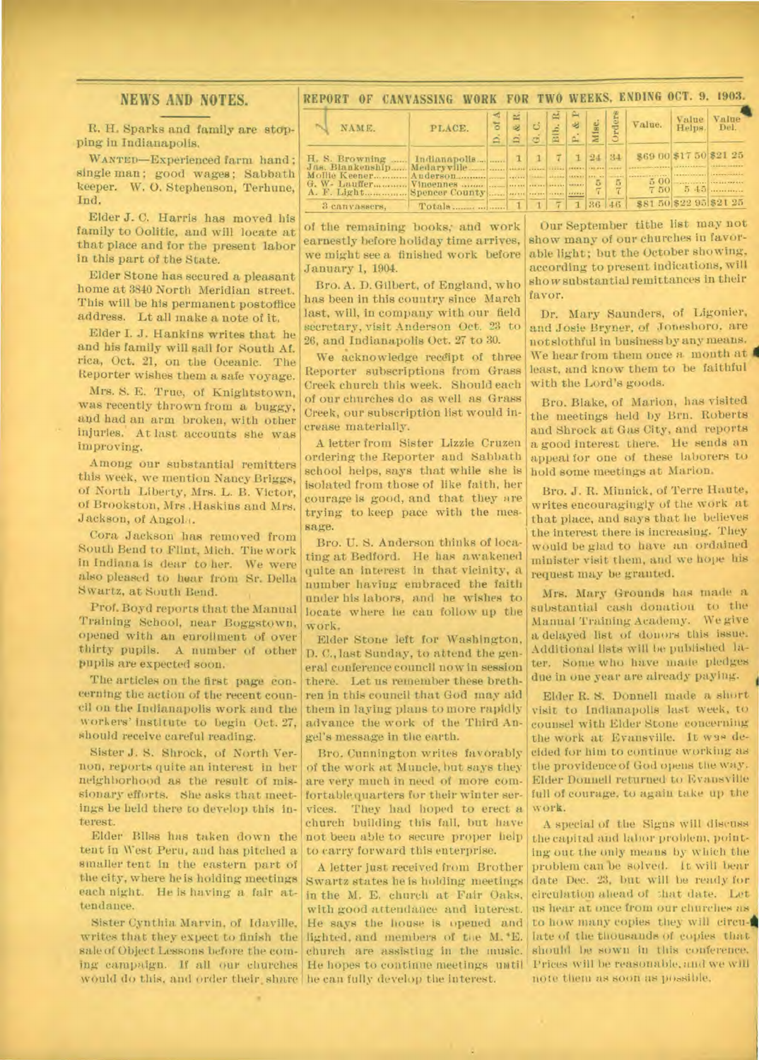## NEWS AND NOTES.

R. H. Sparks and family are stopping in Indianapolis.

WANTED—Experienced farm hand; single man; good wages; Sabbath keeper. W. O. Stephenson, Terhune, Ind.

Elder J. C. Harris has moved his family to Oolitic, and will locate at that place and for the present labor in this part of the State.

Elder Stone has secured a pleasant home at 3840 North Meridian street. This will be his permanent postoffice address. Lt all make a note of it.

Elder I. J. Hankins writes that he and his family will sail for South Africa, Oct. 21, on the Oceanic. The Reporter wishes them a safe voyage.

Mrs. S. E. True, of Knightstown, was recently thrown from a buggy, and had an arm broken, with other injuries. At last accounts she was improving.

Among our substantial remitters this week, we mention Nancy Briggs, of North Liberty, Mrs. L. B. Victor, of Brookston, Mrs. Haskins and Mrs. Jackson, of Angola.

Cora Jackson has removed from South Bend to Flint, Mich. The work in Indiana is dear to her. We were also pleased to hear from Sr. Della Swartz, at South Bend.

Prof. Boyd reports that the Manual Training School, near Boggstown, opened with an enrollment of over thirty pupils. A number of other pupils are expected soon.

The articles on the first page concerning the action of the recent council on the Indianapolis work and the workers' institute to begin Oct. 27, should receive careful reading.

Sister J. S. Shrock, of North Vernon, reports quite an interest in her neighborhood as the result of missionary efforts. She asks that meetings be held there to develop this interest.

Elder Bliss has taken down the tent in West Peru, and has pitched a smaller tent in the eastern part of the city, where he is holding meetings each night. He is having a fair attendance.

Sister Cynthia Marvin, of Idaville, writes that they expect to finish the sale of Object Lessons before the coming campaign. If all our churches would do this, and order their share of the remaining books, and work earnestly before holiday time arrives, we might see a finished work before January 1, 1904.

## REPORT OF CANVASSING WORK FOR TWO WEEKS, ENDING OCT. 9. 1903.

| NAME. | PLACE. | D. of A | D. & R. | G. C. | Bib. R. | P. & P. | Misc. | Orders | Value. | Value Helps. | Value Del. |
|---|---|---|---|---|---|---|---|---|---|---|---|
| H. S. Browning | Indianapolis | | 1 | 1 | 7 | 1 | 24 | 34 | $69 00 | $17 50 | $21 25 |
| Jas. Blankenship | Medaryville | | | | | | | | | | |
| Mollie Keener | Anderson | | | | | | | | | | |
| G. W. Lauffer | Vincennes | | | | | | 5 | 5 | 5 00 | | |
| A. F. Light | Spencer County | | | | | | 7 | 7 | 7 50 | 5 45 | |
| 3 canvassers, | Totals | | 1 | 1 | 7 | 1 | 36 | 46 | $81 50 | $22 95 | $21 25 |

Bro. A. D. Gilbert, of England, who has been in this country since March last, will, in company with our field secretary, visit Anderson Oct. 23 to 26, and Indianapolis Oct. 27 to 30.

We acknowledge receipt of three Reporter subscriptions from Grass Creek church this week. Should each of our churches do as well as Grass Creek, our subscription list would increase materially.

A letter from Sister Lizzie Cruzen ordering the Reporter and Sabbath school helps, says that while she is isolated from those of like faith, her courage is good, and that they are trying to keep pace with the message.

Bro. U. S. Anderson thinks of locating at Bedford. He has awakened quite an interest in that vicinity, a number having embraced the faith under his labors, and he wishes to locate where he can follow up the work.

Elder Stone left for Washington, D. C., last Sunday, to attend the general conference council now in session there. Let us remember these brethren in this council that God may aid them in laying plans to more rapidly advance the work of the Third Angel's message in the earth.

Bro. Cunnington writes favorably of the work at Muncie, but says they are very much in need of more comfortable quarters for their winter services. They had hoped to erect a church building this fall, but have not been able to secure proper help to carry forward this enterprise.

A letter just received from Brother Swartz states he is holding meetings in the M. E. church at Fair Oaks, with good attendance and interest. He says the house is opened and lighted, and members of the M. E. church are assisting in the music. He hopes to continue meetings until he can fully develop the interest.

Our September tithe list may not show many of our churches in favorable light; but the October showing, according to present indications, will show substantial remittances in their favor.

Dr. Mary Saunders, of Ligonier, and Josie Bryner, of Jonesboro, are not slothful in business by any means. We hear from them once a month at least, and know them to be faithful with the Lord's goods.

Bro. Blake, of Marion, has visited the meetings held by Brn. Roberts and Shrock at Gas City, and reports a good interest there. He sends an appeal for one of these laborers to hold some meetings at Marion.

Bro. J. R. Minnick, of Terre Haute, writes encouragingly of the work at that place, and says that he believes the interest there is increasing. They would be glad to have an ordained minister visit them, and we hope his request may be granted.

Mrs. Mary Grounds has made a substantial cash donation to the Manual Training Academy. We give a delayed list of donors this issue. Additional lists will be published later. Some who have made pledges due in one year are already paying.

Elder R. S. Donnell made a short visit to Indianapolis last week, to counsel with Elder Stone concerning the work at Evansville. It was decided for him to continue working as the providence of God opens the way. Elder Donnell returned to Evansville full of courage, to again take up the work.

A special of the Signs will discuss the capital and labor problem, pointing out the only means by which the problem can be solved. It will bear date Dec. 23, but will be ready for circulation ahead of that date. Let us hear at once from our churches as to how many copies they will circulate of the thousands of copies that should be sown in this conference. Prices will be reasonable, and we will note them as soon as possible.